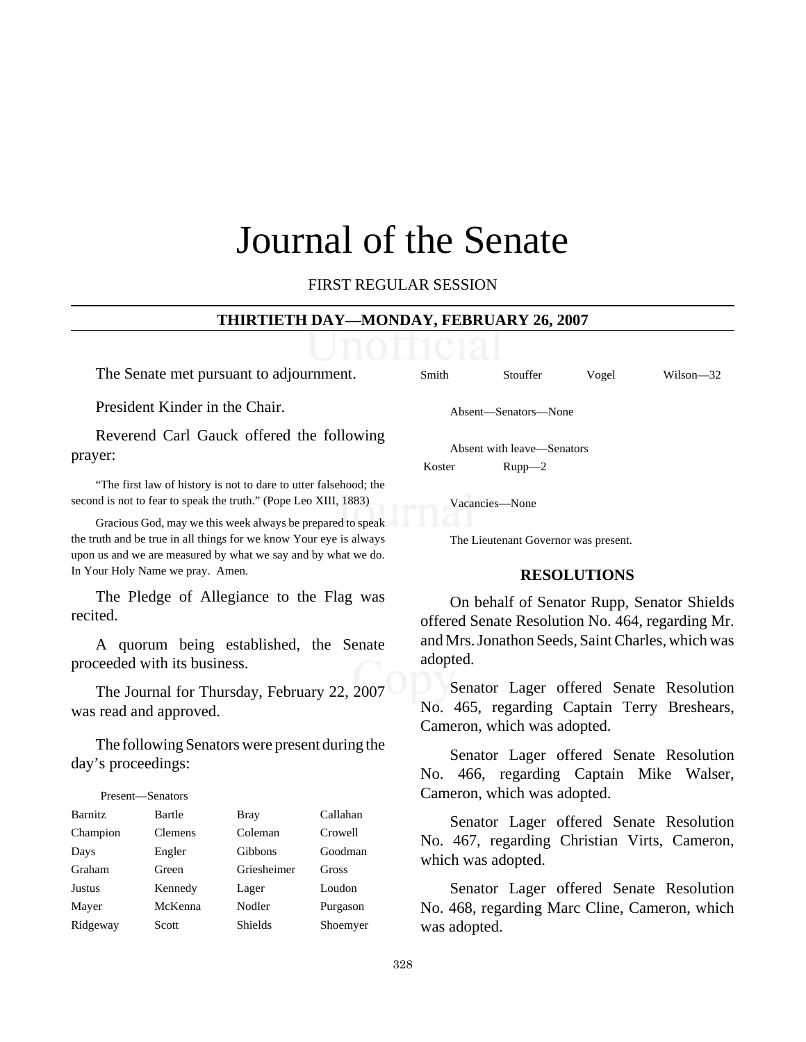# Journal of the Senate

FIRST REGULAR SESSION

**THIRTIETH DAY—MONDAY, FEBRUARY 26, 2007**

The Senate met pursuant to adjournment.

President Kinder in the Chair.

Reverend Carl Gauck offered the following prayer:

"The first law of history is not to dare to utter falsehood; the second is not to fear to speak the truth." (Pope Leo XIII, 1883)

Gracious God, may we this week always be prepared to speak the truth and be true in all things for we know Your eye is always upon us and we are measured by what we say and by what we do. In Your Holy Name we pray. Amen.

The Pledge of Allegiance to the Flag was recited.

A quorum being established, the Senate proceeded with its business.

The Journal for Thursday, February 22, 2007 was read and approved.

The following Senators were present during the day's proceedings:

Present—Senators

| | | | |
|---|---|---|---|
| Barnitz | Bartle | Bray | Callahan |
| Champion | Clemens | Coleman | Crowell |
| Days | Engler | Gibbons | Goodman |
| Graham | Green | Griesheimer | Gross |
| Justus | Kennedy | Lager | Loudon |
| Mayer | McKenna | Nodler | Purgason |
| Ridgeway | Scott | Shields | Shoemyer |
| Smith | Stouffer | Vogel | Wilson—32 |

Absent—Senators—None

Absent with leave—Senators

| | |
|---|---|
| Koster | Rupp—2 |

Vacancies—None

The Lieutenant Governor was present.

## RESOLUTIONS

On behalf of Senator Rupp, Senator Shields offered Senate Resolution No. 464, regarding Mr. and Mrs. Jonathon Seeds, Saint Charles, which was adopted.

Senator Lager offered Senate Resolution No. 465, regarding Captain Terry Breshears, Cameron, which was adopted.

Senator Lager offered Senate Resolution No. 466, regarding Captain Mike Walser, Cameron, which was adopted.

Senator Lager offered Senate Resolution No. 467, regarding Christian Virts, Cameron, which was adopted.

Senator Lager offered Senate Resolution No. 468, regarding Marc Cline, Cameron, which was adopted.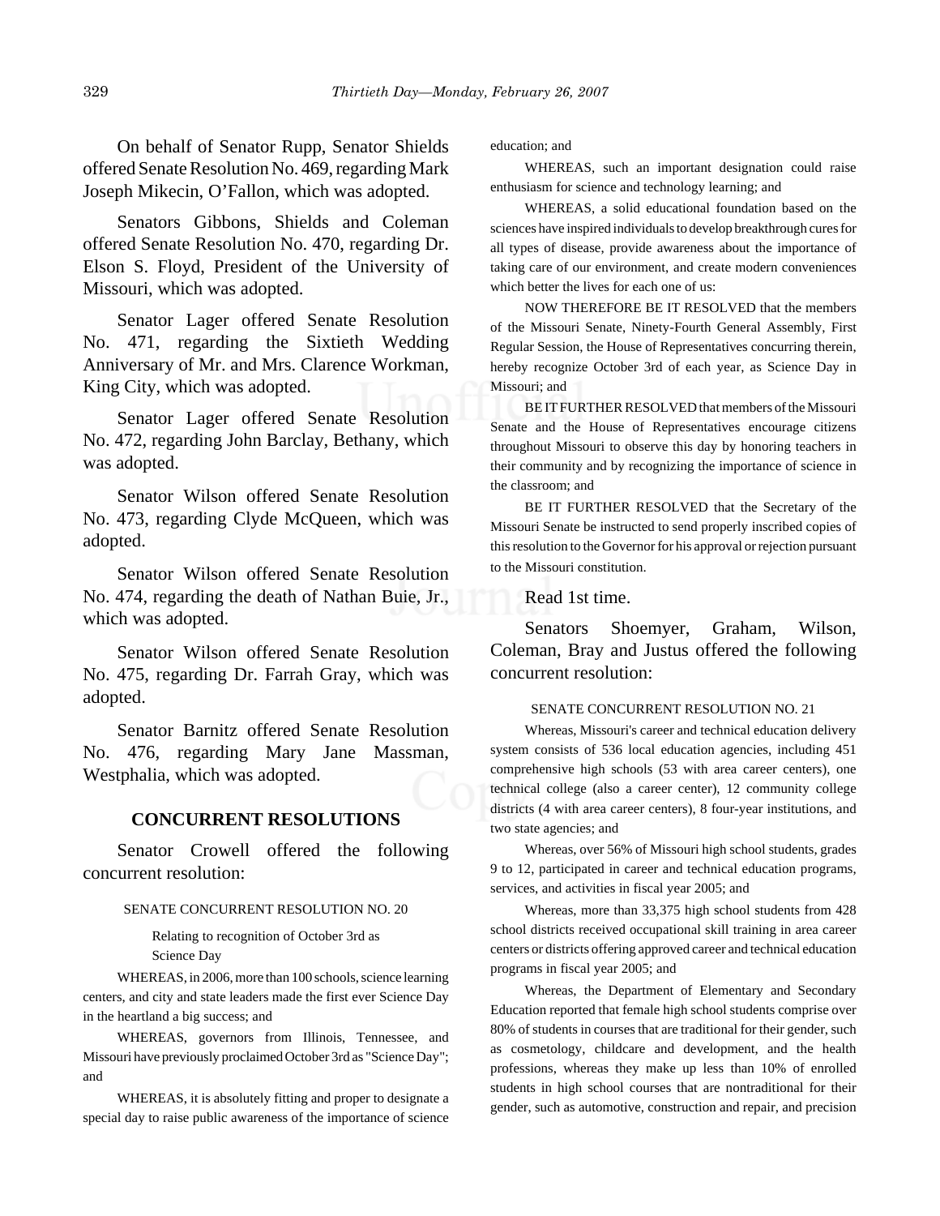On behalf of Senator Rupp, Senator Shields offered Senate Resolution No. 469, regarding Mark Joseph Mikecin, O'Fallon, which was adopted.

Senators Gibbons, Shields and Coleman offered Senate Resolution No. 470, regarding Dr. Elson S. Floyd, President of the University of Missouri, which was adopted.

Senator Lager offered Senate Resolution No. 471, regarding the Sixtieth Wedding Anniversary of Mr. and Mrs. Clarence Workman, King City, which was adopted.

Senator Lager offered Senate Resolution No. 472, regarding John Barclay, Bethany, which was adopted.

Senator Wilson offered Senate Resolution No. 473, regarding Clyde McQueen, which was adopted.

Senator Wilson offered Senate Resolution No. 474, regarding the death of Nathan Buie, Jr., which was adopted.

Senator Wilson offered Senate Resolution No. 475, regarding Dr. Farrah Gray, which was adopted.

Senator Barnitz offered Senate Resolution No. 476, regarding Mary Jane Massman, Westphalia, which was adopted.

## CONCURRENT RESOLUTIONS

Senator Crowell offered the following concurrent resolution:

SENATE CONCURRENT RESOLUTION NO. 20

Relating to recognition of October 3rd as Science Day

WHEREAS, in 2006, more than 100 schools, science learning centers, and city and state leaders made the first ever Science Day in the heartland a big success; and

WHEREAS, governors from Illinois, Tennessee, and Missouri have previously proclaimed October 3rd as "Science Day"; and

WHEREAS, it is absolutely fitting and proper to designate a special day to raise public awareness of the importance of science education; and

WHEREAS, such an important designation could raise enthusiasm for science and technology learning; and

WHEREAS, a solid educational foundation based on the sciences have inspired individuals to develop breakthrough cures for all types of disease, provide awareness about the importance of taking care of our environment, and create modern conveniences which better the lives for each one of us:

NOW THEREFORE BE IT RESOLVED that the members of the Missouri Senate, Ninety-Fourth General Assembly, First Regular Session, the House of Representatives concurring therein, hereby recognize October 3rd of each year, as Science Day in Missouri; and

BE IT FURTHER RESOLVED that members of the Missouri Senate and the House of Representatives encourage citizens throughout Missouri to observe this day by honoring teachers in their community and by recognizing the importance of science in the classroom; and

BE IT FURTHER RESOLVED that the Secretary of the Missouri Senate be instructed to send properly inscribed copies of this resolution to the Governor for his approval or rejection pursuant to the Missouri constitution.

Read 1st time.

Senators Shoemyer, Graham, Wilson, Coleman, Bray and Justus offered the following concurrent resolution:

SENATE CONCURRENT RESOLUTION NO. 21

Whereas, Missouri's career and technical education delivery system consists of 536 local education agencies, including 451 comprehensive high schools (53 with area career centers), one technical college (also a career center), 12 community college districts (4 with area career centers), 8 four-year institutions, and two state agencies; and

Whereas, over 56% of Missouri high school students, grades 9 to 12, participated in career and technical education programs, services, and activities in fiscal year 2005; and

Whereas, more than 33,375 high school students from 428 school districts received occupational skill training in area career centers or districts offering approved career and technical education programs in fiscal year 2005; and

Whereas, the Department of Elementary and Secondary Education reported that female high school students comprise over 80% of students in courses that are traditional for their gender, such as cosmetology, childcare and development, and the health professions, whereas they make up less than 10% of enrolled students in high school courses that are nontraditional for their gender, such as automotive, construction and repair, and precision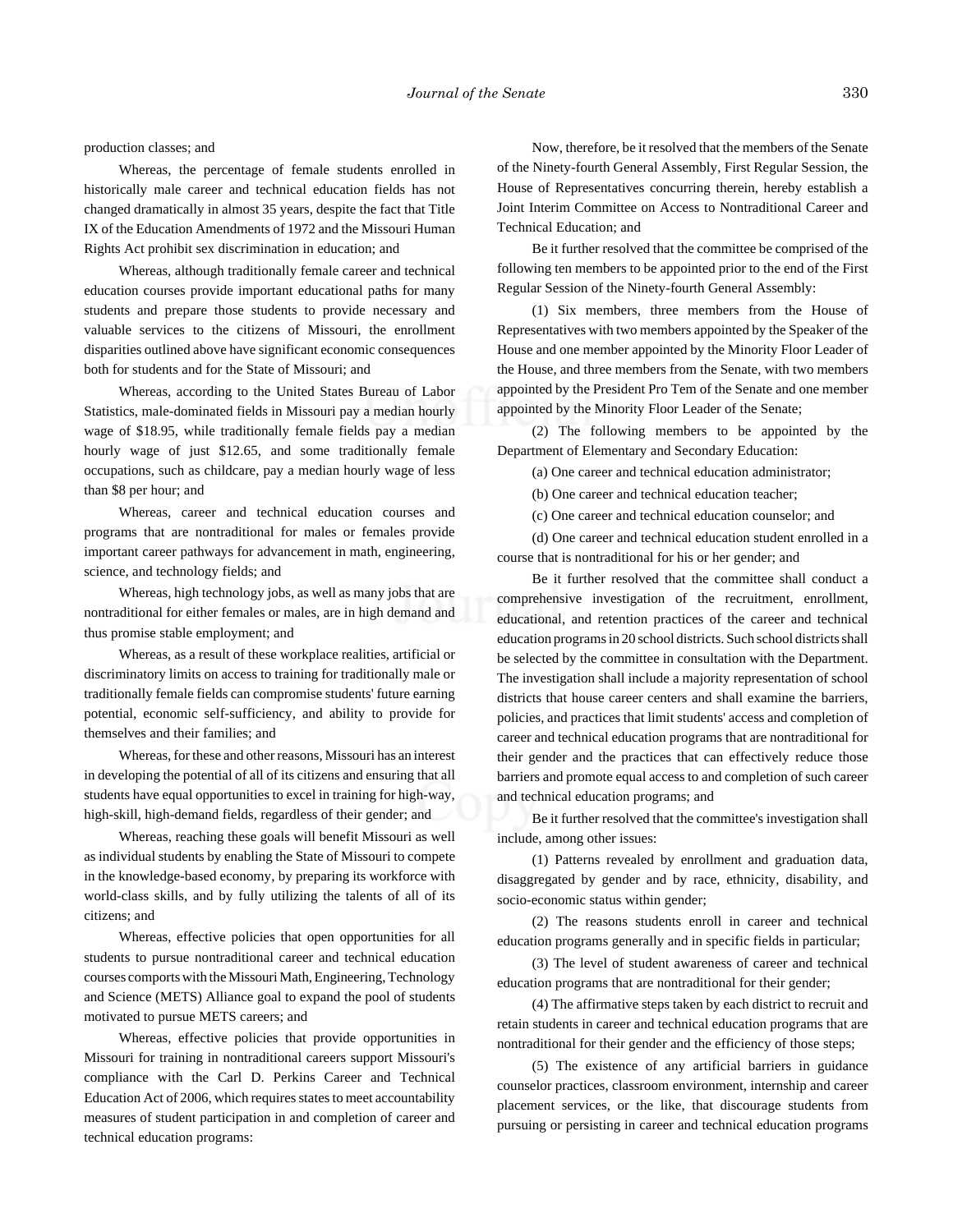production classes; and

Whereas, the percentage of female students enrolled in historically male career and technical education fields has not changed dramatically in almost 35 years, despite the fact that Title IX of the Education Amendments of 1972 and the Missouri Human Rights Act prohibit sex discrimination in education; and

Whereas, although traditionally female career and technical education courses provide important educational paths for many students and prepare those students to provide necessary and valuable services to the citizens of Missouri, the enrollment disparities outlined above have significant economic consequences both for students and for the State of Missouri; and

Whereas, according to the United States Bureau of Labor Statistics, male-dominated fields in Missouri pay a median hourly wage of $18.95, while traditionally female fields pay a median hourly wage of just $12.65, and some traditionally female occupations, such as childcare, pay a median hourly wage of less than $8 per hour; and

Whereas, career and technical education courses and programs that are nontraditional for males or females provide important career pathways for advancement in math, engineering, science, and technology fields; and

Whereas, high technology jobs, as well as many jobs that are nontraditional for either females or males, are in high demand and thus promise stable employment; and

Whereas, as a result of these workplace realities, artificial or discriminatory limits on access to training for traditionally male or traditionally female fields can compromise students' future earning potential, economic self-sufficiency, and ability to provide for themselves and their families; and

Whereas, for these and other reasons, Missouri has an interest in developing the potential of all of its citizens and ensuring that all students have equal opportunities to excel in training for high-way, high-skill, high-demand fields, regardless of their gender; and

Whereas, reaching these goals will benefit Missouri as well as individual students by enabling the State of Missouri to compete in the knowledge-based economy, by preparing its workforce with world-class skills, and by fully utilizing the talents of all of its citizens; and

Whereas, effective policies that open opportunities for all students to pursue nontraditional career and technical education courses comports with the Missouri Math, Engineering, Technology and Science (METS) Alliance goal to expand the pool of students motivated to pursue METS careers; and

Whereas, effective policies that provide opportunities in Missouri for training in nontraditional careers support Missouri's compliance with the Carl D. Perkins Career and Technical Education Act of 2006, which requires states to meet accountability measures of student participation in and completion of career and technical education programs:

Now, therefore, be it resolved that the members of the Senate of the Ninety-fourth General Assembly, First Regular Session, the House of Representatives concurring therein, hereby establish a Joint Interim Committee on Access to Nontraditional Career and Technical Education; and

Be it further resolved that the committee be comprised of the following ten members to be appointed prior to the end of the First Regular Session of the Ninety-fourth General Assembly:

(1) Six members, three members from the House of Representatives with two members appointed by the Speaker of the House and one member appointed by the Minority Floor Leader of the House, and three members from the Senate, with two members appointed by the President Pro Tem of the Senate and one member appointed by the Minority Floor Leader of the Senate;

(2) The following members to be appointed by the Department of Elementary and Secondary Education:

(a) One career and technical education administrator;

(b) One career and technical education teacher;

(c) One career and technical education counselor; and

(d) One career and technical education student enrolled in a course that is nontraditional for his or her gender; and

Be it further resolved that the committee shall conduct a comprehensive investigation of the recruitment, enrollment, educational, and retention practices of the career and technical education programs in 20 school districts. Such school districts shall be selected by the committee in consultation with the Department. The investigation shall include a majority representation of school districts that house career centers and shall examine the barriers, policies, and practices that limit students' access and completion of career and technical education programs that are nontraditional for their gender and the practices that can effectively reduce those barriers and promote equal access to and completion of such career and technical education programs; and

Be it further resolved that the committee's investigation shall include, among other issues:

(1) Patterns revealed by enrollment and graduation data, disaggregated by gender and by race, ethnicity, disability, and socio-economic status within gender;

(2) The reasons students enroll in career and technical education programs generally and in specific fields in particular;

(3) The level of student awareness of career and technical education programs that are nontraditional for their gender;

(4) The affirmative steps taken by each district to recruit and retain students in career and technical education programs that are nontraditional for their gender and the efficiency of those steps;

(5) The existence of any artificial barriers in guidance counselor practices, classroom environment, internship and career placement services, or the like, that discourage students from pursuing or persisting in career and technical education programs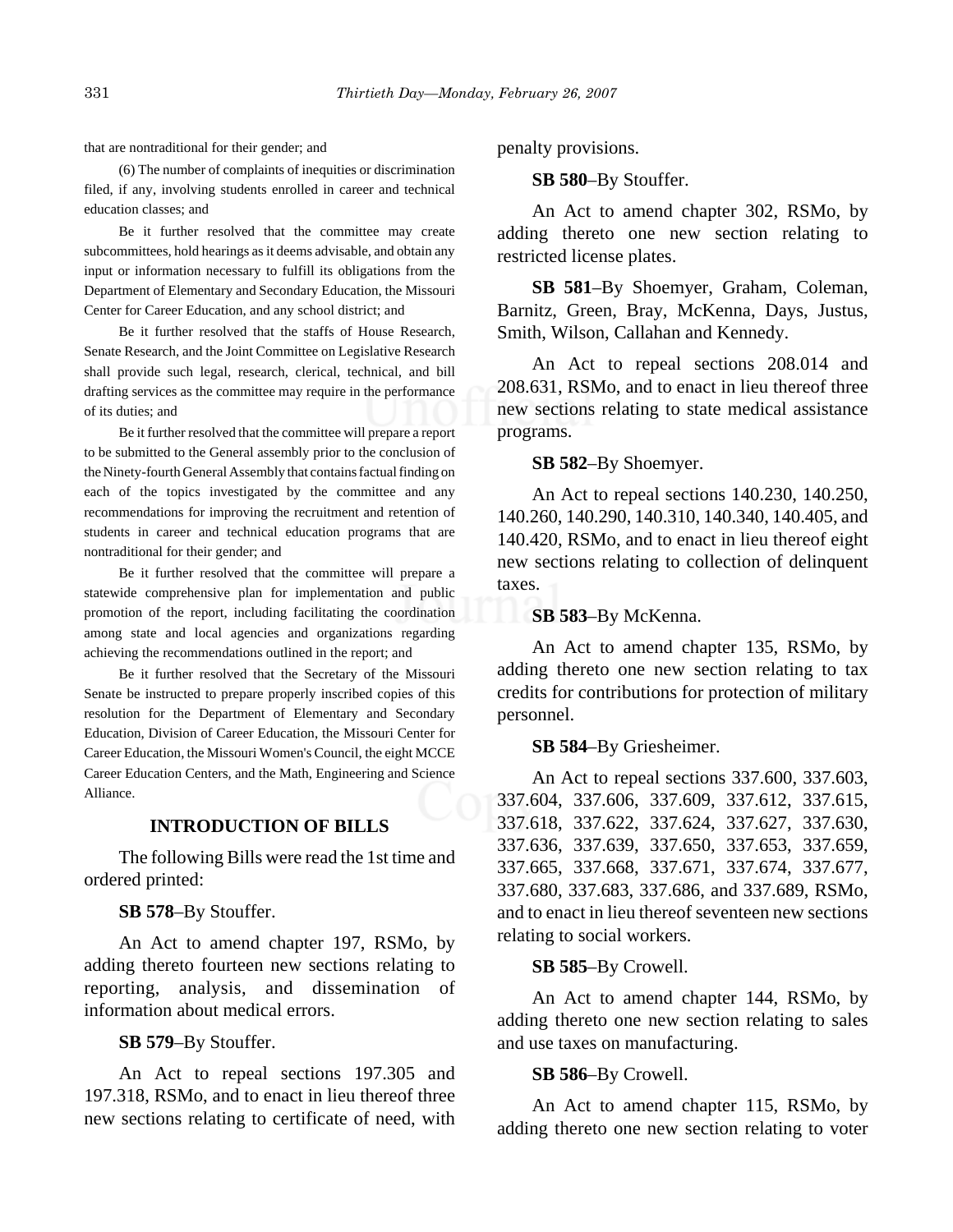that are nontraditional for their gender; and

(6) The number of complaints of inequities or discrimination filed, if any, involving students enrolled in career and technical education classes; and

Be it further resolved that the committee may create subcommittees, hold hearings as it deems advisable, and obtain any input or information necessary to fulfill its obligations from the Department of Elementary and Secondary Education, the Missouri Center for Career Education, and any school district; and

Be it further resolved that the staffs of House Research, Senate Research, and the Joint Committee on Legislative Research shall provide such legal, research, clerical, technical, and bill drafting services as the committee may require in the performance of its duties; and

Be it further resolved that the committee will prepare a report to be submitted to the General assembly prior to the conclusion of the Ninety-fourth General Assembly that contains factual finding on each of the topics investigated by the committee and any recommendations for improving the recruitment and retention of students in career and technical education programs that are nontraditional for their gender; and

Be it further resolved that the committee will prepare a statewide comprehensive plan for implementation and public promotion of the report, including facilitating the coordination among state and local agencies and organizations regarding achieving the recommendations outlined in the report; and

Be it further resolved that the Secretary of the Missouri Senate be instructed to prepare properly inscribed copies of this resolution for the Department of Elementary and Secondary Education, Division of Career Education, the Missouri Center for Career Education, the Missouri Women's Council, the eight MCCE Career Education Centers, and the Math, Engineering and Science Alliance.

## INTRODUCTION OF BILLS

The following Bills were read the 1st time and ordered printed:

**SB 578**–By Stouffer.

An Act to amend chapter 197, RSMo, by adding thereto fourteen new sections relating to reporting, analysis, and dissemination of information about medical errors.

**SB 579**–By Stouffer.

An Act to repeal sections 197.305 and 197.318, RSMo, and to enact in lieu thereof three new sections relating to certificate of need, with penalty provisions.

**SB 580**–By Stouffer.

An Act to amend chapter 302, RSMo, by adding thereto one new section relating to restricted license plates.

**SB 581**–By Shoemyer, Graham, Coleman, Barnitz, Green, Bray, McKenna, Days, Justus, Smith, Wilson, Callahan and Kennedy.

An Act to repeal sections 208.014 and 208.631, RSMo, and to enact in lieu thereof three new sections relating to state medical assistance programs.

**SB 582**–By Shoemyer.

An Act to repeal sections 140.230, 140.250, 140.260, 140.290, 140.310, 140.340, 140.405, and 140.420, RSMo, and to enact in lieu thereof eight new sections relating to collection of delinquent taxes.

**SB 583**–By McKenna.

An Act to amend chapter 135, RSMo, by adding thereto one new section relating to tax credits for contributions for protection of military personnel.

**SB 584**–By Griesheimer.

An Act to repeal sections 337.600, 337.603, 337.604, 337.606, 337.609, 337.612, 337.615, 337.618, 337.622, 337.624, 337.627, 337.630, 337.636, 337.639, 337.650, 337.653, 337.659, 337.665, 337.668, 337.671, 337.674, 337.677, 337.680, 337.683, 337.686, and 337.689, RSMo, and to enact in lieu thereof seventeen new sections relating to social workers.

**SB 585**–By Crowell.

An Act to amend chapter 144, RSMo, by adding thereto one new section relating to sales and use taxes on manufacturing.

**SB 586**–By Crowell.

An Act to amend chapter 115, RSMo, by adding thereto one new section relating to voter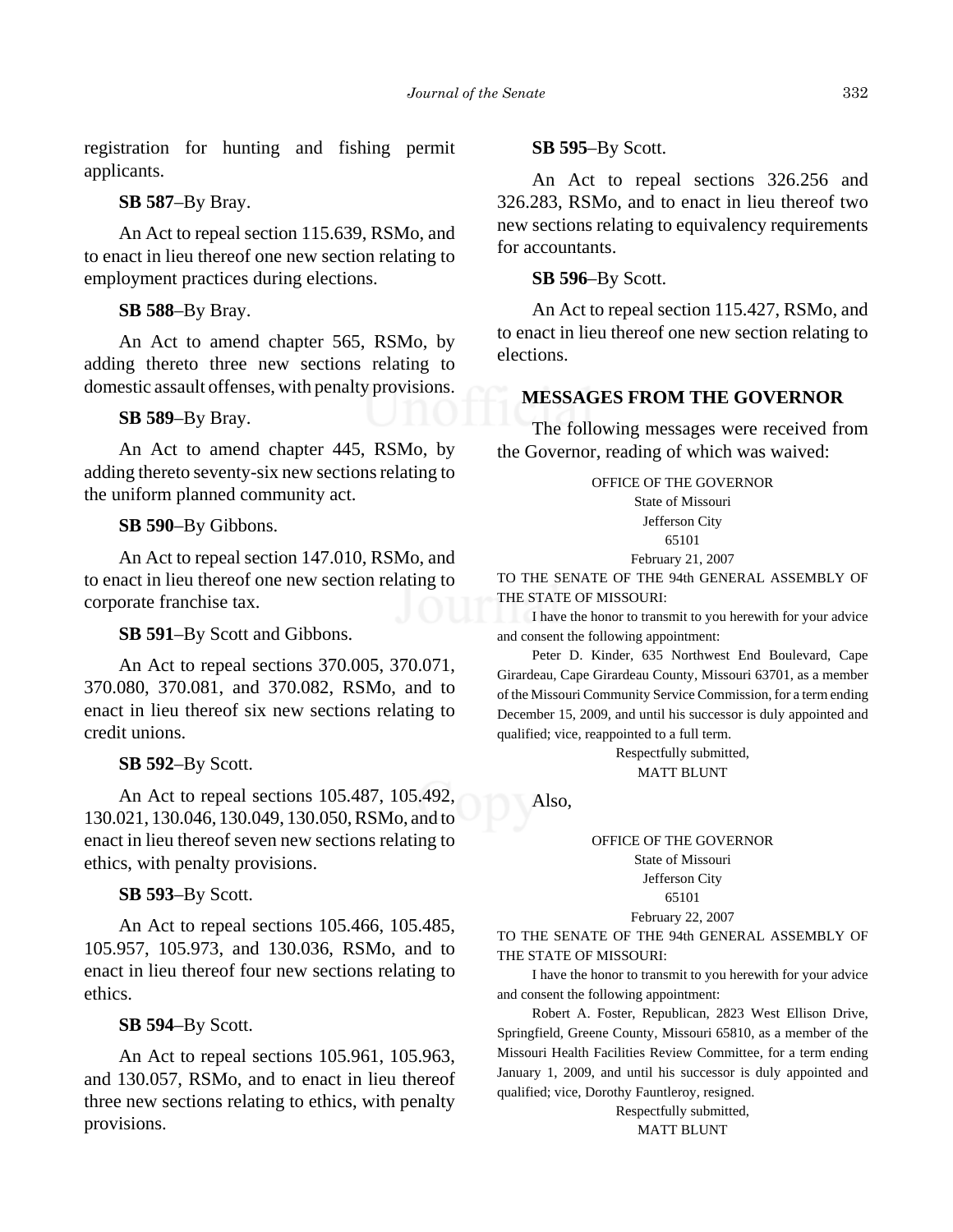registration for hunting and fishing permit applicants.

**SB 587**–By Bray.

An Act to repeal section 115.639, RSMo, and to enact in lieu thereof one new section relating to employment practices during elections.

**SB 588**–By Bray.

An Act to amend chapter 565, RSMo, by adding thereto three new sections relating to domestic assault offenses, with penalty provisions.

**SB 589**–By Bray.

An Act to amend chapter 445, RSMo, by adding thereto seventy-six new sections relating to the uniform planned community act.

**SB 590**–By Gibbons.

An Act to repeal section 147.010, RSMo, and to enact in lieu thereof one new section relating to corporate franchise tax.

**SB 591**–By Scott and Gibbons.

An Act to repeal sections 370.005, 370.071, 370.080, 370.081, and 370.082, RSMo, and to enact in lieu thereof six new sections relating to credit unions.

**SB 592**–By Scott.

An Act to repeal sections 105.487, 105.492, 130.021, 130.046, 130.049, 130.050, RSMo, and to enact in lieu thereof seven new sections relating to ethics, with penalty provisions.

**SB 593**–By Scott.

An Act to repeal sections 105.466, 105.485, 105.957, 105.973, and 130.036, RSMo, and to enact in lieu thereof four new sections relating to ethics.

**SB 594**–By Scott.

An Act to repeal sections 105.961, 105.963, and 130.057, RSMo, and to enact in lieu thereof three new sections relating to ethics, with penalty provisions.

**SB 595**–By Scott.

An Act to repeal sections 326.256 and 326.283, RSMo, and to enact in lieu thereof two new sections relating to equivalency requirements for accountants.

**SB 596**–By Scott.

An Act to repeal section 115.427, RSMo, and to enact in lieu thereof one new section relating to elections.

## MESSAGES FROM THE GOVERNOR

The following messages were received from the Governor, reading of which was waived:

OFFICE OF THE GOVERNOR
State of Missouri
Jefferson City
65101
February 21, 2007

TO THE SENATE OF THE 94th GENERAL ASSEMBLY OF THE STATE OF MISSOURI:

I have the honor to transmit to you herewith for your advice and consent the following appointment:

Peter D. Kinder, 635 Northwest End Boulevard, Cape Girardeau, Cape Girardeau County, Missouri 63701, as a member of the Missouri Community Service Commission, for a term ending December 15, 2009, and until his successor is duly appointed and qualified; vice, reappointed to a full term.

Respectfully submitted,
MATT BLUNT

Also,

OFFICE OF THE GOVERNOR
State of Missouri
Jefferson City
65101
February 22, 2007

TO THE SENATE OF THE 94th GENERAL ASSEMBLY OF THE STATE OF MISSOURI:

I have the honor to transmit to you herewith for your advice and consent the following appointment:

Robert A. Foster, Republican, 2823 West Ellison Drive, Springfield, Greene County, Missouri 65810, as a member of the Missouri Health Facilities Review Committee, for a term ending January 1, 2009, and until his successor is duly appointed and qualified; vice, Dorothy Fauntleroy, resigned.

Respectfully submitted,
MATT BLUNT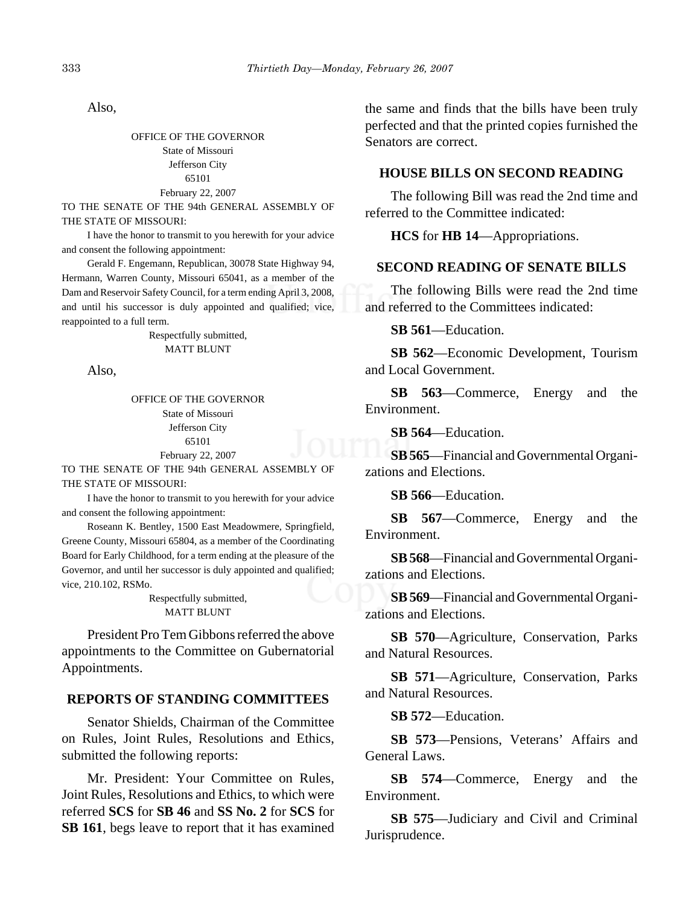Also,

OFFICE OF THE GOVERNOR
State of Missouri
Jefferson City
65101
February 22, 2007

TO THE SENATE OF THE 94th GENERAL ASSEMBLY OF THE STATE OF MISSOURI:

I have the honor to transmit to you herewith for your advice and consent the following appointment:

Gerald F. Engemann, Republican, 30078 State Highway 94, Hermann, Warren County, Missouri 65041, as a member of the Dam and Reservoir Safety Council, for a term ending April 3, 2008, and until his successor is duly appointed and qualified; vice, reappointed to a full term.

Respectfully submitted,
MATT BLUNT

Also,

OFFICE OF THE GOVERNOR
State of Missouri
Jefferson City
65101
February 22, 2007

TO THE SENATE OF THE 94th GENERAL ASSEMBLY OF THE STATE OF MISSOURI:

I have the honor to transmit to you herewith for your advice and consent the following appointment:

Roseann K. Bentley, 1500 East Meadowmere, Springfield, Greene County, Missouri 65804, as a member of the Coordinating Board for Early Childhood, for a term ending at the pleasure of the Governor, and until her successor is duly appointed and qualified; vice, 210.102, RSMo.

Respectfully submitted,
MATT BLUNT

President Pro Tem Gibbons referred the above appointments to the Committee on Gubernatorial Appointments.

## REPORTS OF STANDING COMMITTEES

Senator Shields, Chairman of the Committee on Rules, Joint Rules, Resolutions and Ethics, submitted the following reports:

Mr. President: Your Committee on Rules, Joint Rules, Resolutions and Ethics, to which were referred **SCS** for **SB 46** and **SS No. 2** for **SCS** for **SB 161**, begs leave to report that it has examined the same and finds that the bills have been truly perfected and that the printed copies furnished the Senators are correct.

## HOUSE BILLS ON SECOND READING

The following Bill was read the 2nd time and referred to the Committee indicated:

**HCS** for **HB 14**—Appropriations.

## SECOND READING OF SENATE BILLS

The following Bills were read the 2nd time and referred to the Committees indicated:

**SB 561**—Education.

**SB 562**—Economic Development, Tourism and Local Government.

**SB 563**—Commerce, Energy and the Environment.

**SB 564**—Education.

**SB 565**—Financial and Governmental Organizations and Elections.

**SB 566**—Education.

**SB 567**—Commerce, Energy and the Environment.

**SB 568**—Financial and Governmental Organizations and Elections.

**SB 569**—Financial and Governmental Organizations and Elections.

**SB 570**—Agriculture, Conservation, Parks and Natural Resources.

**SB 571**—Agriculture, Conservation, Parks and Natural Resources.

**SB 572**—Education.

**SB 573**—Pensions, Veterans' Affairs and General Laws.

**SB 574**—Commerce, Energy and the Environment.

**SB 575**—Judiciary and Civil and Criminal Jurisprudence.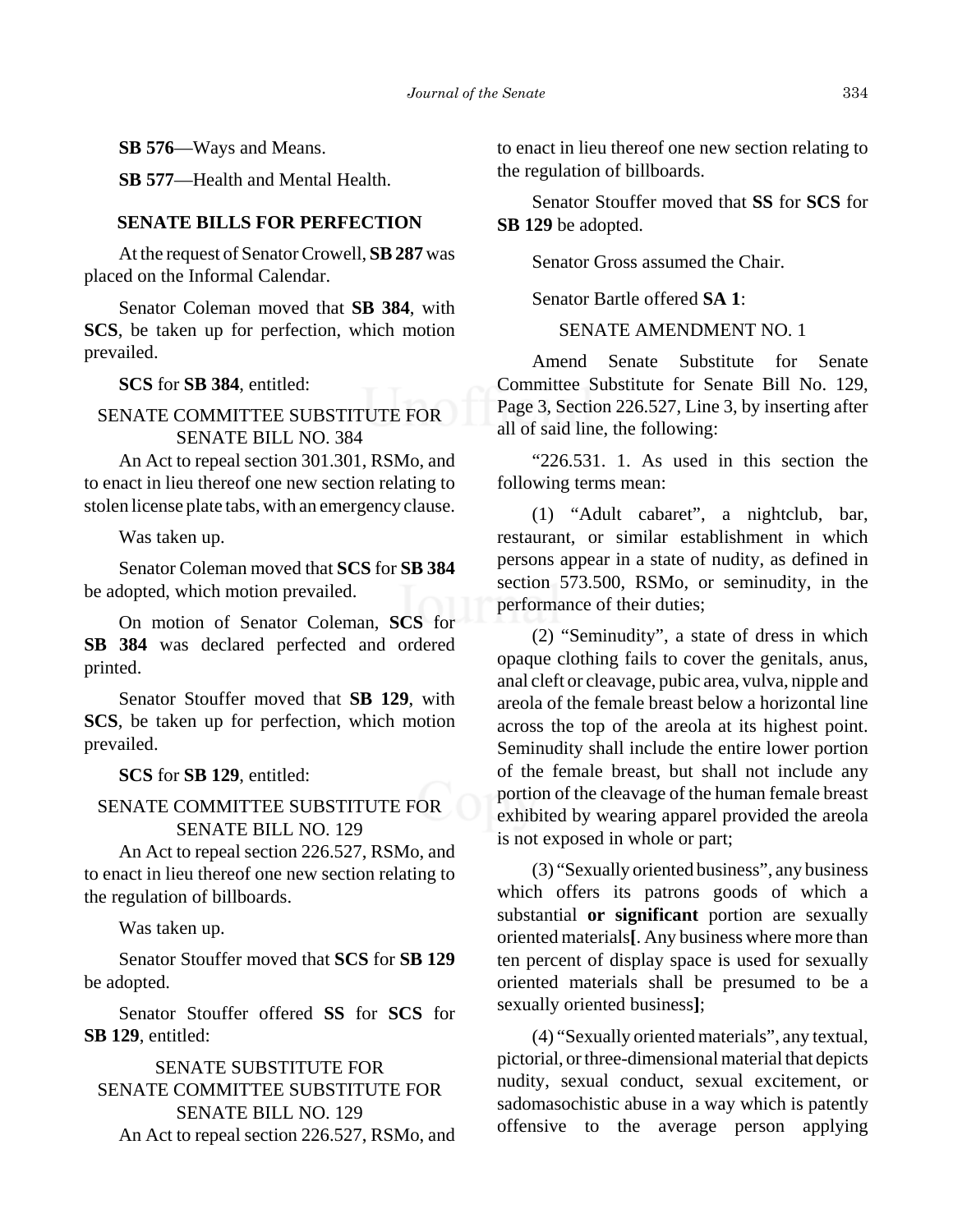**SB 576**—Ways and Means.

**SB 577**—Health and Mental Health.

## SENATE BILLS FOR PERFECTION

At the request of Senator Crowell, **SB 287** was placed on the Informal Calendar.

Senator Coleman moved that **SB 384**, with **SCS**, be taken up for perfection, which motion prevailed.

**SCS** for **SB 384**, entitled:

SENATE COMMITTEE SUBSTITUTE FOR SENATE BILL NO. 384

An Act to repeal section 301.301, RSMo, and to enact in lieu thereof one new section relating to stolen license plate tabs, with an emergency clause.

Was taken up.

Senator Coleman moved that **SCS** for **SB 384** be adopted, which motion prevailed.

On motion of Senator Coleman, **SCS** for **SB 384** was declared perfected and ordered printed.

Senator Stouffer moved that **SB 129**, with **SCS**, be taken up for perfection, which motion prevailed.

**SCS** for **SB 129**, entitled:

SENATE COMMITTEE SUBSTITUTE FOR SENATE BILL NO. 129

An Act to repeal section 226.527, RSMo, and to enact in lieu thereof one new section relating to the regulation of billboards.

Was taken up.

Senator Stouffer moved that **SCS** for **SB 129** be adopted.

Senator Stouffer offered **SS** for **SCS** for **SB 129**, entitled:

SENATE SUBSTITUTE FOR SENATE COMMITTEE SUBSTITUTE FOR SENATE BILL NO. 129

An Act to repeal section 226.527, RSMo, and to enact in lieu thereof one new section relating to the regulation of billboards.

Senator Stouffer moved that **SS** for **SCS** for **SB 129** be adopted.

Senator Gross assumed the Chair.

Senator Bartle offered **SA 1**:

SENATE AMENDMENT NO. 1

Amend Senate Substitute for Senate Committee Substitute for Senate Bill No. 129, Page 3, Section 226.527, Line 3, by inserting after all of said line, the following:

"226.531. 1. As used in this section the following terms mean:

(1) "Adult cabaret", a nightclub, bar, restaurant, or similar establishment in which persons appear in a state of nudity, as defined in section 573.500, RSMo, or seminudity, in the performance of their duties;

(2) "Seminudity", a state of dress in which opaque clothing fails to cover the genitals, anus, anal cleft or cleavage, pubic area, vulva, nipple and areola of the female breast below a horizontal line across the top of the areola at its highest point. Seminudity shall include the entire lower portion of the female breast, but shall not include any portion of the cleavage of the human female breast exhibited by wearing apparel provided the areola is not exposed in whole or part;

(3) "Sexually oriented business", any business which offers its patrons goods of which a substantial **or significant** portion are sexually oriented materials**[**. Any business where more than ten percent of display space is used for sexually oriented materials shall be presumed to be a sexually oriented business**]**;

(4) "Sexually oriented materials", any textual, pictorial, or three-dimensional material that depicts nudity, sexual conduct, sexual excitement, or sadomasochistic abuse in a way which is patently offensive to the average person applying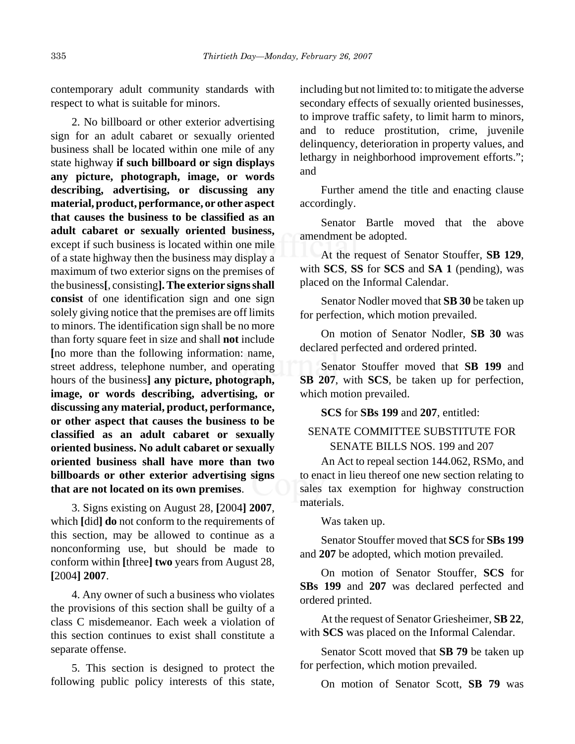contemporary adult community standards with respect to what is suitable for minors.

2. No billboard or other exterior advertising sign for an adult cabaret or sexually oriented business shall be located within one mile of any state highway **if such billboard or sign displays any picture, photograph, image, or words describing, advertising, or discussing any material, product, performance, or other aspect that causes the business to be classified as an adult cabaret or sexually oriented business,** except if such business is located within one mile of a state highway then the business may display a maximum of two exterior signs on the premises of the business**[**, consisting**]. The exterior signs shall consist** of one identification sign and one sign solely giving notice that the premises are off limits to minors. The identification sign shall be no more than forty square feet in size and shall **not** include **[**no more than the following information: name, street address, telephone number, and operating hours of the business**] any picture, photograph, image, or words describing, advertising, or discussing any material, product, performance, or other aspect that causes the business to be classified as an adult cabaret or sexually oriented business. No adult cabaret or sexually oriented business shall have more than two billboards or other exterior advertising signs that are not located on its own premises**.

3. Signs existing on August 28, **[**2004**] 2007**, which **[**did**] do** not conform to the requirements of this section, may be allowed to continue as a nonconforming use, but should be made to conform within **[**three**] two** years from August 28, **[**2004**] 2007**.

4. Any owner of such a business who violates the provisions of this section shall be guilty of a class C misdemeanor. Each week a violation of this section continues to exist shall constitute a separate offense.

5. This section is designed to protect the following public policy interests of this state, including but not limited to: to mitigate the adverse secondary effects of sexually oriented businesses, to improve traffic safety, to limit harm to minors, and to reduce prostitution, crime, juvenile delinquency, deterioration in property values, and lethargy in neighborhood improvement efforts."; and

Further amend the title and enacting clause accordingly.

Senator Bartle moved that the above amendment be adopted.

At the request of Senator Stouffer, **SB 129**, with **SCS**, **SS** for **SCS** and **SA 1** (pending), was placed on the Informal Calendar.

Senator Nodler moved that **SB 30** be taken up for perfection, which motion prevailed.

On motion of Senator Nodler, **SB 30** was declared perfected and ordered printed.

Senator Stouffer moved that **SB 199** and **SB 207**, with **SCS**, be taken up for perfection, which motion prevailed.

**SCS** for **SBs 199** and **207**, entitled:

SENATE COMMITTEE SUBSTITUTE FOR SENATE BILLS NOS. 199 and 207

An Act to repeal section 144.062, RSMo, and to enact in lieu thereof one new section relating to sales tax exemption for highway construction materials.

Was taken up.

Senator Stouffer moved that **SCS** for **SBs 199** and **207** be adopted, which motion prevailed.

On motion of Senator Stouffer, **SCS** for **SBs 199** and **207** was declared perfected and ordered printed.

At the request of Senator Griesheimer, **SB 22**, with **SCS** was placed on the Informal Calendar.

Senator Scott moved that **SB 79** be taken up for perfection, which motion prevailed.

On motion of Senator Scott, **SB 79** was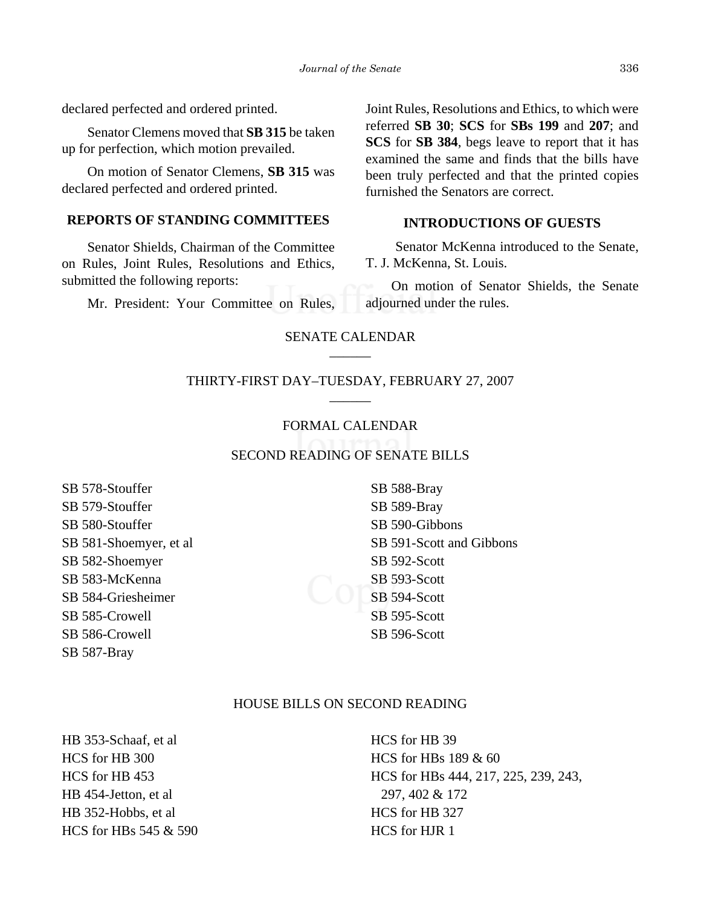declared perfected and ordered printed.

Senator Clemens moved that **SB 315** be taken up for perfection, which motion prevailed.

On motion of Senator Clemens, **SB 315** was declared perfected and ordered printed.

## REPORTS OF STANDING COMMITTEES

Senator Shields, Chairman of the Committee on Rules, Joint Rules, Resolutions and Ethics, submitted the following reports:

Mr. President: Your Committee on Rules, Joint Rules, Resolutions and Ethics, to which were referred **SB 30**; **SCS** for **SBs 199** and **207**; and **SCS** for **SB 384**, begs leave to report that it has examined the same and finds that the bills have been truly perfected and that the printed copies furnished the Senators are correct.

## INTRODUCTIONS OF GUESTS

Senator McKenna introduced to the Senate, T. J. McKenna, St. Louis.

On motion of Senator Shields, the Senate adjourned under the rules.

## SENATE CALENDAR

## THIRTY-FIRST DAY–TUESDAY, FEBRUARY 27, 2007

## FORMAL CALENDAR

## SECOND READING OF SENATE BILLS

SB 578-Stouffer
SB 579-Stouffer
SB 580-Stouffer
SB 581-Shoemyer, et al
SB 582-Shoemyer
SB 583-McKenna
SB 584-Griesheimer
SB 585-Crowell
SB 586-Crowell
SB 587-Bray
SB 588-Bray
SB 589-Bray
SB 590-Gibbons
SB 591-Scott and Gibbons
SB 592-Scott
SB 593-Scott
SB 594-Scott
SB 595-Scott
SB 596-Scott

## HOUSE BILLS ON SECOND READING

HB 353-Schaaf, et al
HCS for HB 300
HCS for HB 453
HB 454-Jetton, et al
HB 352-Hobbs, et al
HCS for HBs 545 & 590
HCS for HB 39
HCS for HBs 189 & 60
HCS for HBs 444, 217, 225, 239, 243, 297, 402 & 172
HCS for HB 327
HCS for HJR 1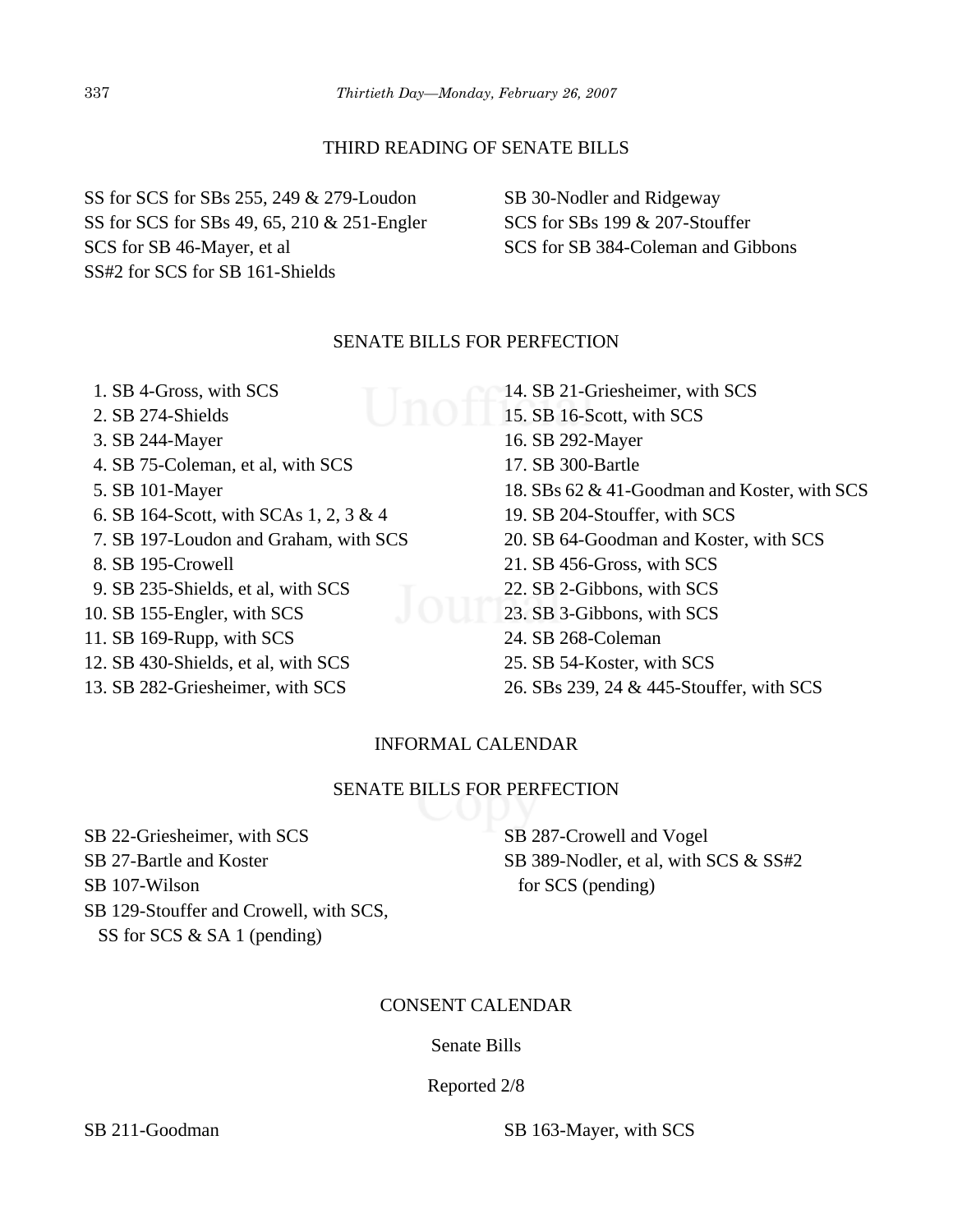## THIRD READING OF SENATE BILLS

SS for SCS for SBs 255, 249 & 279-Loudon
SS for SCS for SBs 49, 65, 210 & 251-Engler
SCS for SB 46-Mayer, et al
SS#2 for SCS for SB 161-Shields
SB 30-Nodler and Ridgeway
SCS for SBs 199 & 207-Stouffer
SCS for SB 384-Coleman and Gibbons

## SENATE BILLS FOR PERFECTION

1. SB 4-Gross, with SCS
2. SB 274-Shields
3. SB 244-Mayer
4. SB 75-Coleman, et al, with SCS
5. SB 101-Mayer
6. SB 164-Scott, with SCAs 1, 2, 3 & 4
7. SB 197-Loudon and Graham, with SCS
8. SB 195-Crowell
9. SB 235-Shields, et al, with SCS
10. SB 155-Engler, with SCS
11. SB 169-Rupp, with SCS
12. SB 430-Shields, et al, with SCS
13. SB 282-Griesheimer, with SCS
14. SB 21-Griesheimer, with SCS
15. SB 16-Scott, with SCS
16. SB 292-Mayer
17. SB 300-Bartle
18. SBs 62 & 41-Goodman and Koster, with SCS
19. SB 204-Stouffer, with SCS
20. SB 64-Goodman and Koster, with SCS
21. SB 456-Gross, with SCS
22. SB 2-Gibbons, with SCS
23. SB 3-Gibbons, with SCS
24. SB 268-Coleman
25. SB 54-Koster, with SCS
26. SBs 239, 24 & 445-Stouffer, with SCS

## INFORMAL CALENDAR

## SENATE BILLS FOR PERFECTION

SB 22-Griesheimer, with SCS
SB 27-Bartle and Koster
SB 107-Wilson
SB 129-Stouffer and Crowell, with SCS, SS for SCS & SA 1 (pending)
SB 287-Crowell and Vogel
SB 389-Nodler, et al, with SCS & SS#2 for SCS (pending)

## CONSENT CALENDAR

### Senate Bills

Reported 2/8

SB 211-Goodman
SB 163-Mayer, with SCS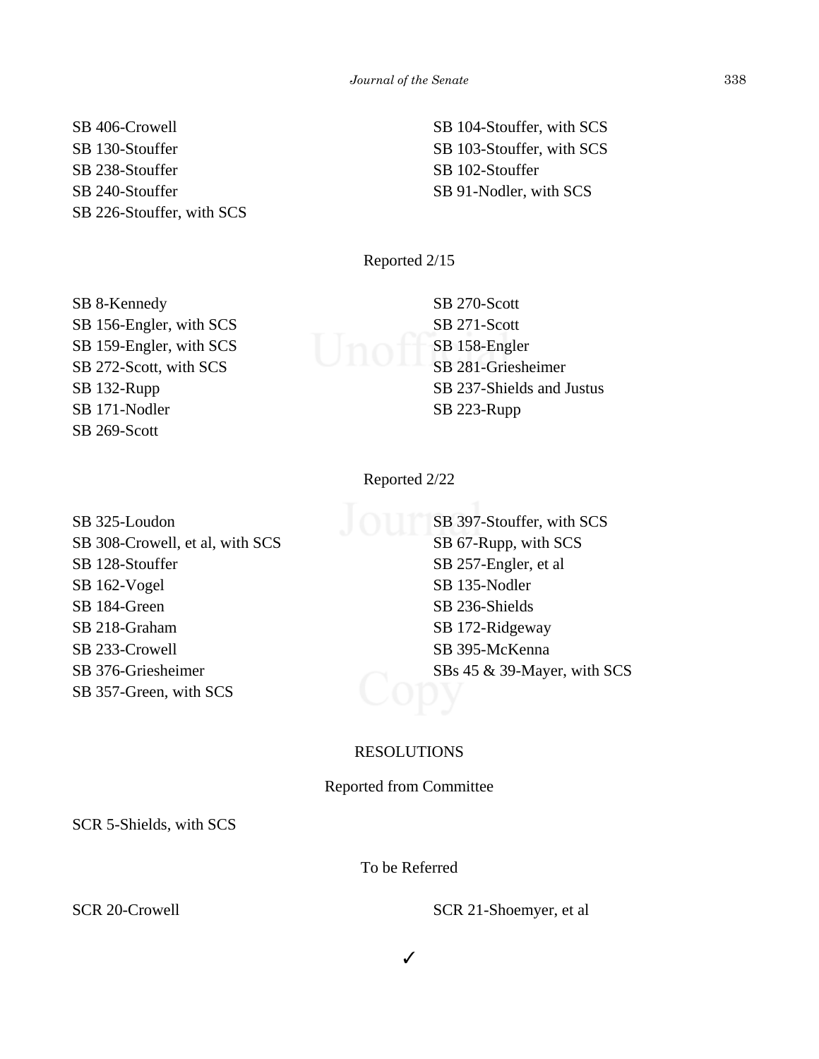SB 406-Crowell
SB 130-Stouffer
SB 238-Stouffer
SB 240-Stouffer
SB 226-Stouffer, with SCS
SB 104-Stouffer, with SCS
SB 103-Stouffer, with SCS
SB 102-Stouffer
SB 91-Nodler, with SCS

Reported 2/15

SB 8-Kennedy
SB 156-Engler, with SCS
SB 159-Engler, with SCS
SB 272-Scott, with SCS
SB 132-Rupp
SB 171-Nodler
SB 269-Scott
SB 270-Scott
SB 271-Scott
SB 158-Engler
SB 281-Griesheimer
SB 237-Shields and Justus
SB 223-Rupp

Reported 2/22

SB 325-Loudon
SB 308-Crowell, et al, with SCS
SB 128-Stouffer
SB 162-Vogel
SB 184-Green
SB 218-Graham
SB 233-Crowell
SB 376-Griesheimer
SB 357-Green, with SCS
SB 397-Stouffer, with SCS
SB 67-Rupp, with SCS
SB 257-Engler, et al
SB 135-Nodler
SB 236-Shields
SB 172-Ridgeway
SB 395-McKenna
SBs 45 & 39-Mayer, with SCS

RESOLUTIONS

Reported from Committee

SCR 5-Shields, with SCS

To be Referred

SCR 20-Crowell
SCR 21-Shoemyer, et al

✓